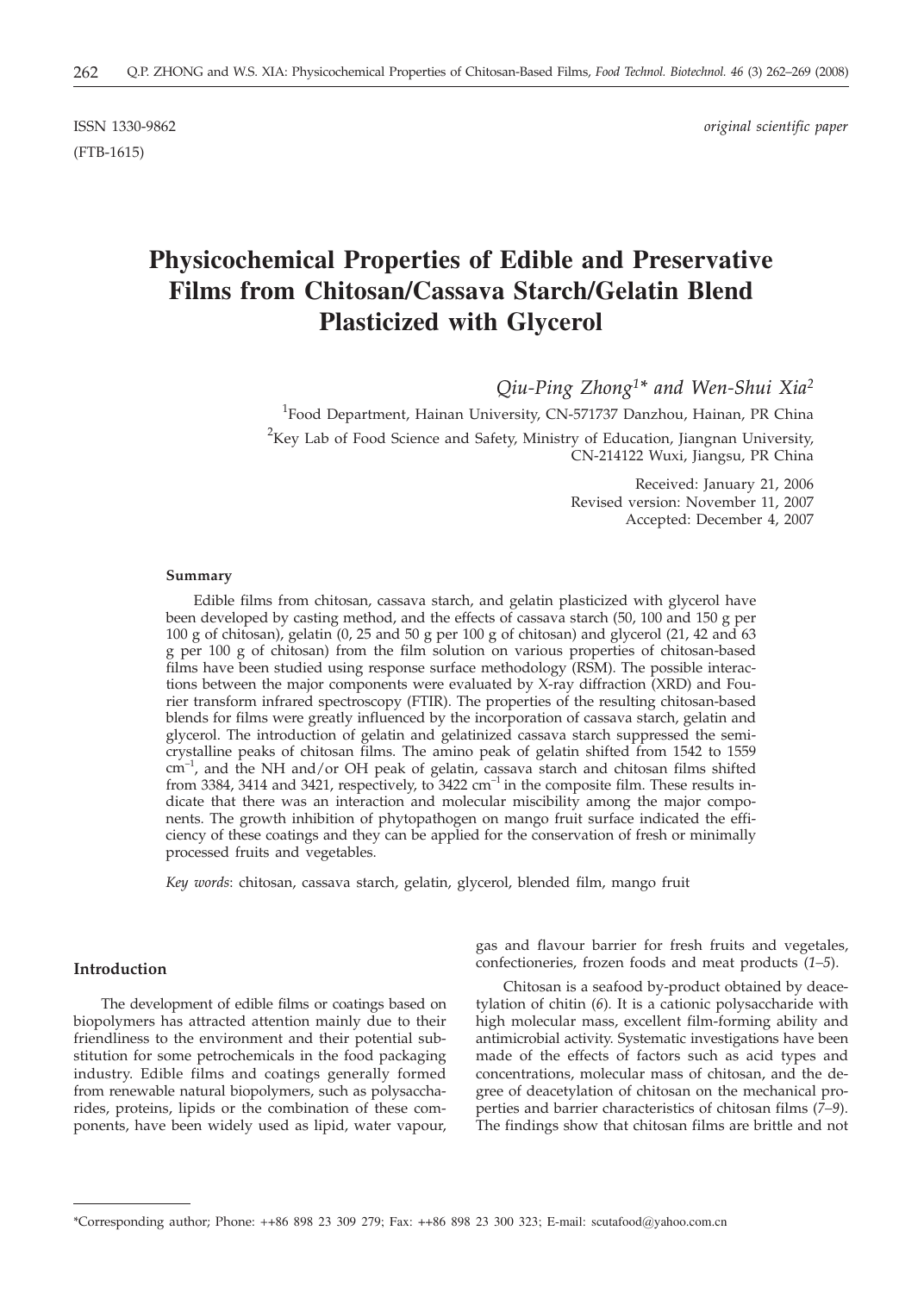ISSN 1330-9862
(FTB-1615)

*original scientific paper*

# Physicochemical Properties of Edible and Preservative Films from Chitosan/Cassava Starch/Gelatin Blend Plasticized with Glycerol

*Qiu-Ping Zhong*[1]* *and Wen-Shui Xia*[2]

[1]Food Department, Hainan University, CN-571737 Danzhou, Hainan, PR China

[2]Key Lab of Food Science and Safety, Ministry of Education, Jiangnan University, CN-214122 Wuxi, Jiangsu, PR China

Received: January 21, 2006
Revised version: November 11, 2007
Accepted: December 4, 2007

#### Summary

Edible films from chitosan, cassava starch, and gelatin plasticized with glycerol have been developed by casting method, and the effects of cassava starch (50, 100 and 150 g per 100 g of chitosan), gelatin (0, 25 and 50 g per 100 g of chitosan) and glycerol (21, 42 and 63 g per 100 g of chitosan) from the film solution on various properties of chitosan-based films have been studied using response surface methodology (RSM). The possible interactions between the major components were evaluated by X-ray diffraction (XRD) and Fourier transform infrared spectroscopy (FTIR). The properties of the resulting chitosan-based blends for films were greatly influenced by the incorporation of cassava starch, gelatin and glycerol. The introduction of gelatin and gelatinized cassava starch suppressed the semicrystalline peaks of chitosan films. The amino peak of gelatin shifted from 1542 to 1559 $cm^{-1}$, and the NH and/or OH peak of gelatin, cassava starch and chitosan films shifted from 3384, 3414 and 3421, respectively, to 3422 $cm^{-1}$ in the composite film. These results indicate that there was an interaction and molecular miscibility among the major components. The growth inhibition of phytopathogen on mango fruit surface indicated the efficiency of these coatings and they can be applied for the conservation of fresh or minimally processed fruits and vegetables.

*Key words*: chitosan, cassava starch, gelatin, glycerol, blended film, mango fruit

## Introduction

The development of edible films or coatings based on biopolymers has attracted attention mainly due to their friendliness to the environment and their potential substitution for some petrochemicals in the food packaging industry. Edible films and coatings generally formed from renewable natural biopolymers, such as polysaccharides, proteins, lipids or the combination of these components, have been widely used as lipid, water vapour, gas and flavour barrier for fresh fruits and vegetales, confectioneries, frozen foods and meat products (*1–5*).

Chitosan is a seafood by-product obtained by deacetylation of chitin (*6*). It is a cationic polysaccharide with high molecular mass, excellent film-forming ability and antimicrobial activity. Systematic investigations have been made of the effects of factors such as acid types and concentrations, molecular mass of chitosan, and the degree of deacetylation of chitosan on the mechanical properties and barrier characteristics of chitosan films (*7–9*). The findings show that chitosan films are brittle and not

*Corresponding author; Phone: ++86 898 23 309 279; Fax: ++86 898 23 300 323; E-mail: scutafood@yahoo.com.cn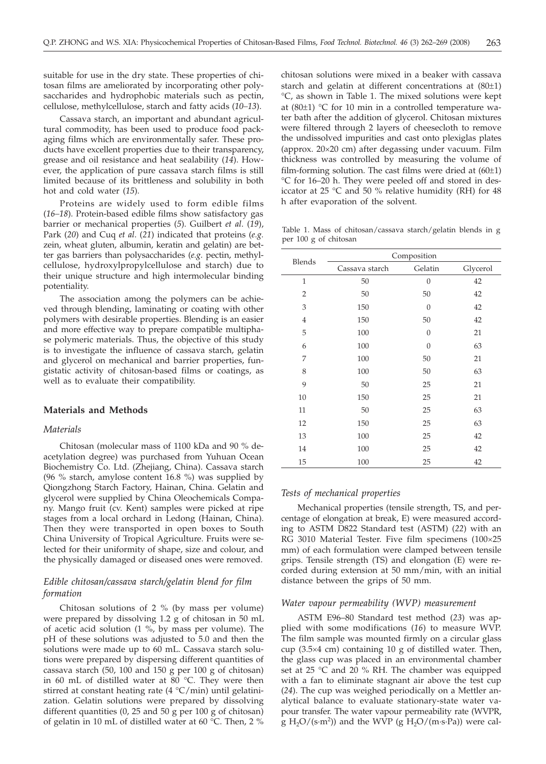suitable for use in the dry state. These properties of chitosan films are ameliorated by incorporating other polysaccharides and hydrophobic materials such as pectin, cellulose, methylcellulose, starch and fatty acids (*10–13*).

Cassava starch, an important and abundant agricultural commodity, has been used to produce food packaging films which are environmentally safer. These products have excellent properties due to their transparency, grease and oil resistance and heat sealability (*14*). However, the application of pure cassava starch films is still limited because of its brittleness and solubility in both hot and cold water (*15*).

Proteins are widely used to form edible films (*16–18*). Protein-based edible films show satisfactory gas barrier or mechanical properties (*5*). Guilbert *et al.* (*19*), Park (*20*) and Cuq *et al.* (*21*) indicated that proteins (*e.g.* zein, wheat gluten, albumin, keratin and gelatin) are better gas barriers than polysaccharides (*e.g.* pectin, methylcellulose, hydroxylpropylcellulose and starch) due to their unique structure and high intermolecular binding potentiality.

The association among the polymers can be achieved through blending, laminating or coating with other polymers with desirable properties. Blending is an easier and more effective way to prepare compatible multiphase polymeric materials. Thus, the objective of this study is to investigate the influence of cassava starch, gelatin and glycerol on mechanical and barrier properties, fungistatic activity of chitosan-based films or coatings, as well as to evaluate their compatibility.

## Materials and Methods

### Materials

Chitosan (molecular mass of 1100 kDa and 90 % deacetylation degree) was purchased from Yuhuan Ocean Biochemistry Co. Ltd. (Zhejiang, China). Cassava starch (96 % starch, amylose content 16.8 %) was supplied by Qiongzhong Starch Factory, Hainan, China. Gelatin and glycerol were supplied by China Oleochemicals Company. Mango fruit (cv. Kent) samples were picked at ripe stages from a local orchard in Ledong (Hainan, China). Then they were transported in open boxes to South China University of Tropical Agriculture. Fruits were selected for their uniformity of shape, size and colour, and the physically damaged or diseased ones were removed.

### Edible chitosan/cassava starch/gelatin blend for film formation

Chitosan solutions of 2 % (by mass per volume) were prepared by dissolving 1.2 g of chitosan in 50 mL of acetic acid solution (1 %, by mass per volume). The pH of these solutions was adjusted to 5.0 and then the solutions were made up to 60 mL. Cassava starch solutions were prepared by dispersing different quantities of cassava starch (50, 100 and 150 g per 100 g of chitosan) in 60 mL of distilled water at 80 °C. They were then stirred at constant heating rate (4 °C/min) until gelatinization. Gelatin solutions were prepared by dissolving different quantities (0, 25 and 50 g per 100 g of chitosan) of gelatin in 10 mL of distilled water at 60 °C. Then, 2 % chitosan solutions were mixed in a beaker with cassava starch and gelatin at different concentrations at (80±1) °C, as shown in Table 1. The mixed solutions were kept at (80±1) °C for 10 min in a controlled temperature water bath after the addition of glycerol. Chitosan mixtures were filtered through 2 layers of cheesecloth to remove the undissolved impurities and cast onto plexiglas plates (approx. 20×20 cm) after degassing under vacuum. Film thickness was controlled by measuring the volume of film-forming solution. The cast films were dried at (60±1) °C for 16–20 h. They were peeled off and stored in desiccator at 25 °C and 50 % relative humidity (RH) for 48 h after evaporation of the solvent.

Table 1. Mass of chitosan/cassava starch/gelatin blends in g per 100 g of chitosan

| Blends | Composition | | |
|---|---|---|---|
| | Cassava starch | Gelatin | Glycerol |
| 1 | 50 | 0 | 42 |
| 2 | 50 | 50 | 42 |
| 3 | 150 | 0 | 42 |
| 4 | 150 | 50 | 42 |
| 5 | 100 | 0 | 21 |
| 6 | 100 | 0 | 63 |
| 7 | 100 | 50 | 21 |
| 8 | 100 | 50 | 63 |
| 9 | 50 | 25 | 21 |
| 10 | 150 | 25 | 21 |
| 11 | 50 | 25 | 63 |
| 12 | 150 | 25 | 63 |
| 13 | 100 | 25 | 42 |
| 14 | 100 | 25 | 42 |
| 15 | 100 | 25 | 42 |

### Tests of mechanical properties

Mechanical properties (tensile strength, TS, and percentage of elongation at break, E) were measured according to ASTM D822 Standard test (ASTM) (*22*) with an RG 3010 Material Tester. Five film specimens (100×25 mm) of each formulation were clamped between tensile grips. Tensile strength (TS) and elongation (E) were recorded during extension at 50 mm/min, with an initial distance between the grips of 50 mm.

### Water vapour permeability (WVP) measurement

ASTM E96–80 Standard test method (*23*) was applied with some modifications (*16*) to measure WVP. The film sample was mounted firmly on a circular glass cup (3.5×4 cm) containing 10 g of distilled water. Then, the glass cup was placed in an environmental chamber set at 25 °C and 20 % RH. The chamber was equipped with a fan to eliminate stagnant air above the test cup (*24*). The cup was weighed periodically on a Mettler analytical balance to evaluate stationary-state water vapour transfer. The water vapour permeability rate (WVPR, g $H_2O/(s{\cdot}m^2)$) and the WVP (g $H_2O/(m{\cdot}s{\cdot}Pa)$) were cal-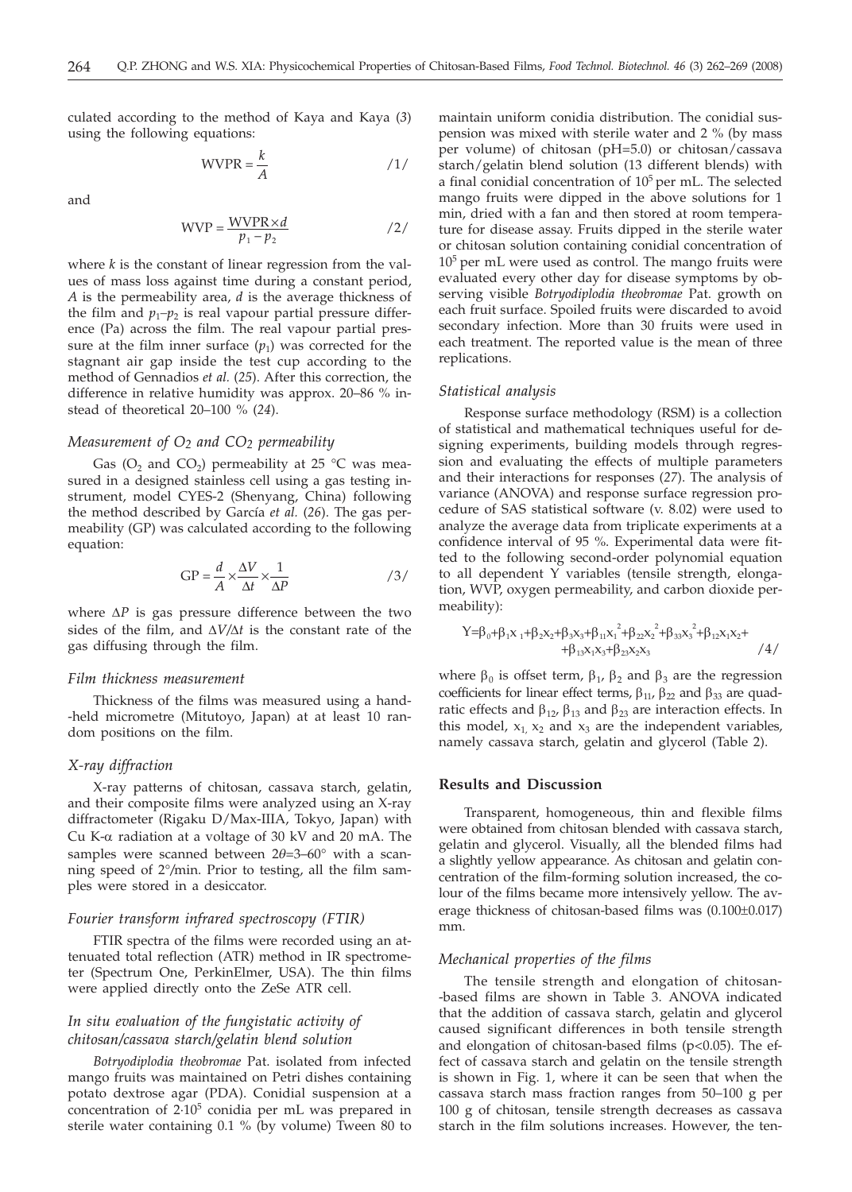culated according to the method of Kaya and Kaya (*3*) using the following equations:

$$\mathrm{WVPR} = \frac{k}{A} \qquad /1/$$

and

$$\mathrm{WVP} = \frac{\mathrm{WVPR} \times d}{p_1 - p_2} \qquad /2/$$

where $k$ is the constant of linear regression from the values of mass loss against time during a constant period, $A$ is the permeability area, $d$ is the average thickness of the film and $p_1$–$p_2$ is real vapour partial pressure difference (Pa) across the film. The real vapour partial pressure at the film inner surface ($p_1$) was corrected for the stagnant air gap inside the test cup according to the method of Gennadios *et al.* (*25*). After this correction, the difference in relative humidity was approx. 20–86 % instead of theoretical 20–100 % (*24*).

### *Measurement of $O_2$ and $CO_2$ permeability*

Gas ($O_2$ and $CO_2$) permeability at 25 °C was measured in a designed stainless cell using a gas testing instrument, model CYES-2 (Shenyang, China) following the method described by García *et al.* (*26*). The gas permeability (GP) was calculated according to the following equation:

$$\mathrm{GP} = \frac{d}{A} \times \frac{\Delta V}{\Delta t} \times \frac{1}{\Delta P} \qquad /3/$$

where $\Delta P$ is gas pressure difference between the two sides of the film, and $\Delta V/\Delta t$ is the constant rate of the gas diffusing through the film.

### *Film thickness measurement*

Thickness of the films was measured using a hand-held micrometre (Mitutoyo, Japan) at at least 10 random positions on the film.

### *X-ray diffraction*

X-ray patterns of chitosan, cassava starch, gelatin, and their composite films were analyzed using an X-ray diffractometer (Rigaku D/Max-IIIA, Tokyo, Japan) with Cu K-$\alpha$ radiation at a voltage of 30 kV and 20 mA. The samples were scanned between $2\theta$=3–60° with a scanning speed of 2°/min. Prior to testing, all the film samples were stored in a desiccator.

### *Fourier transform infrared spectroscopy (FTIR)*

FTIR spectra of the films were recorded using an attenuated total reflection (ATR) method in IR spectrometer (Spectrum One, PerkinElmer, USA). The thin films were applied directly onto the ZeSe ATR cell.

### *In situ evaluation of the fungistatic activity of chitosan/cassava starch/gelatin blend solution*

*Botryodiplodia theobromae* Pat. isolated from infected mango fruits was maintained on Petri dishes containing potato dextrose agar (PDA). Conidial suspension at a concentration of $2\cdot10^5$ conidia per mL was prepared in sterile water containing 0.1 % (by volume) Tween 80 to maintain uniform conidia distribution. The conidial suspension was mixed with sterile water and 2 % (by mass per volume) of chitosan (pH=5.0) or chitosan/cassava starch/gelatin blend solution (13 different blends) with a final conidial concentration of $10^5$ per mL. The selected mango fruits were dipped in the above solutions for 1 min, dried with a fan and then stored at room temperature for disease assay. Fruits dipped in the sterile water or chitosan solution containing conidial concentration of $10^5$ per mL were used as control. The mango fruits were evaluated every other day for disease symptoms by observing visible *Botryodiplodia theobromae* Pat. growth on each fruit surface. Spoiled fruits were discarded to avoid secondary infection. More than 30 fruits were used in each treatment. The reported value is the mean of three replications.

### *Statistical analysis*

Response surface methodology (RSM) is a collection of statistical and mathematical techniques useful for designing experiments, building models through regression and evaluating the effects of multiple parameters and their interactions for responses (*27*). The analysis of variance (ANOVA) and response surface regression procedure of SAS statistical software (v. 8.02) were used to analyze the average data from triplicate experiments at a confidence interval of 95 %. Experimental data were fitted to the following second-order polynomial equation to all dependent Y variables (tensile strength, elongation, WVP, oxygen permeability, and carbon dioxide permeability):

$$Y=\beta_0+\beta_1x_1+\beta_2x_2+\beta_3x_3+\beta_{11}x_1^2+\beta_{22}x_2^2+\beta_{33}x_3^2+\beta_{12}x_1x_2+\beta_{13}x_1x_3+\beta_{23}x_2x_3 \qquad /4/$$

where $\beta_0$ is offset term, $\beta_1$, $\beta_2$ and $\beta_3$ are the regression coefficients for linear effect terms, $\beta_{11}$, $\beta_{22}$ and $\beta_{33}$ are quadratic effects and $\beta_{12}$, $\beta_{13}$ and $\beta_{23}$ are interaction effects. In this model, $x_1$, $x_2$ and $x_3$ are the independent variables, namely cassava starch, gelatin and glycerol (Table 2).

## Results and Discussion

Transparent, homogeneous, thin and flexible films were obtained from chitosan blended with cassava starch, gelatin and glycerol. Visually, all the blended films had a slightly yellow appearance. As chitosan and gelatin concentration of the film-forming solution increased, the colour of the films became more intensively yellow. The average thickness of chitosan-based films was (0.100±0.017) mm.

### *Mechanical properties of the films*

The tensile strength and elongation of chitosan-based films are shown in Table 3. ANOVA indicated that the addition of cassava starch, gelatin and glycerol caused significant differences in both tensile strength and elongation of chitosan-based films ($p<0.05$). The effect of cassava starch and gelatin on the tensile strength is shown in Fig. 1, where it can be seen that when the cassava starch mass fraction ranges from 50–100 g per 100 g of chitosan, tensile strength decreases as cassava starch in the film solutions increases. However, the ten-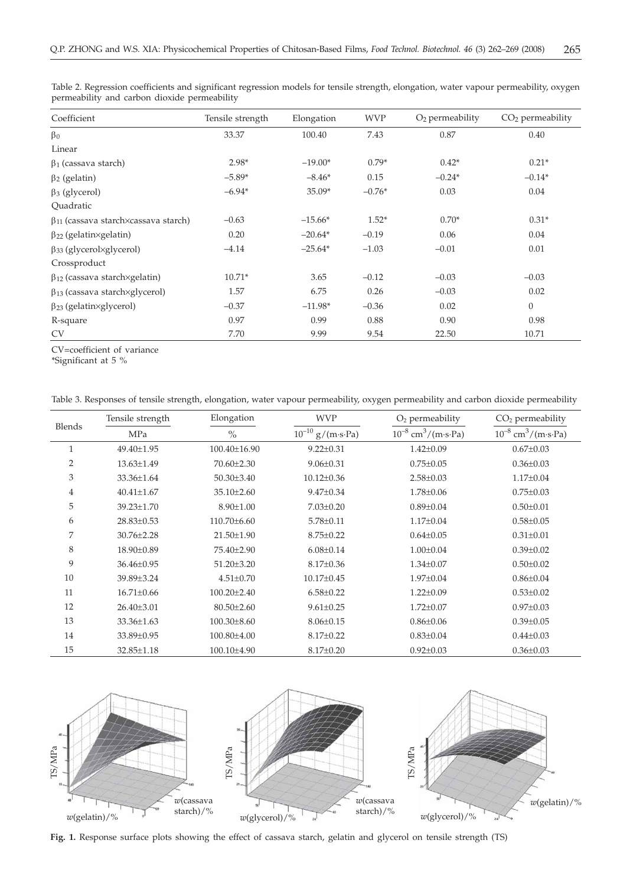Table 2. Regression coefficients and significant regression models for tensile strength, elongation, water vapour permeability, oxygen permeability and carbon dioxide permeability

| Coefficient | Tensile strength | Elongation | WVP | $O_2$ permeability | $CO_2$ permeability |
|---|---|---|---|---|---|
| $\beta_0$ | 33.37 | 100.40 | 7.43 | 0.87 | 0.40 |
| Linear | | | | | |
| $\beta_1$ (cassava starch) | 2.98* | –19.00* | 0.79* | 0.42* | 0.21* |
| $\beta_2$ (gelatin) | –5.89* | –8.46* | 0.15 | –0.24* | –0.14* |
| $\beta_3$ (glycerol) | –6.94* | 35.09* | –0.76* | 0.03 | 0.04 |
| Quadratic | | | | | |
| $\beta_{11}$ (cassava starch×cassava starch) | –0.63 | –15.66* | 1.52* | 0.70* | 0.31* |
| $\beta_{22}$ (gelatin×gelatin) | 0.20 | –20.64* | –0.19 | 0.06 | 0.04 |
| $\beta_{33}$ (glycerol×glycerol) | –4.14 | –25.64* | –1.03 | –0.01 | 0.01 |
| Crossproduct | | | | | |
| $\beta_{12}$ (cassava starch×gelatin) | 10.71* | 3.65 | –0.12 | –0.03 | –0.03 |
| $\beta_{13}$ (cassava starch×glycerol) | 1.57 | 6.75 | 0.26 | –0.03 | 0.02 |
| $\beta_{23}$ (gelatin×glycerol) | –0.37 | –11.98* | –0.36 | 0.02 | 0 |
| R-square | 0.97 | 0.99 | 0.88 | 0.90 | 0.98 |
| CV | 7.70 | 9.99 | 9.54 | 22.50 | 10.71 |

CV=coefficient of variance

*Significant at 5 %

Table 3. Responses of tensile strength, elongation, water vapour permeability, oxygen permeability and carbon dioxide permeability

| Blends | Tensile strength | Elongation | WVP | $O_2$ permeability | $CO_2$ permeability |
|---|---|---|---|---|---|
| | MPa | % | $10^{-10}$ g/(m·s·Pa) | $10^{-8}$ cm$^3$/(m·s·Pa) | $10^{-8}$ cm$^3$/(m·s·Pa) |
| 1 | 49.40±1.95 | 100.40±16.90 | 9.22±0.31 | 1.42±0.09 | 0.67±0.03 |
| 2 | 13.63±1.49 | 70.60±2.30 | 9.06±0.31 | 0.75±0.05 | 0.36±0.03 |
| 3 | 33.36±1.64 | 50.30±3.40 | 10.12±0.36 | 2.58±0.03 | 1.17±0.04 |
| 4 | 40.41±1.67 | 35.10±2.60 | 9.47±0.34 | 1.78±0.06 | 0.75±0.03 |
| 5 | 39.23±1.70 | 8.90±1.00 | 7.03±0.20 | 0.89±0.04 | 0.50±0.01 |
| 6 | 28.83±0.53 | 110.70±6.60 | 5.78±0.11 | 1.17±0.04 | 0.58±0.05 |
| 7 | 30.76±2.28 | 21.50±1.90 | 8.75±0.22 | 0.64±0.05 | 0.31±0.01 |
| 8 | 18.90±0.89 | 75.40±2.90 | 6.08±0.14 | 1.00±0.04 | 0.39±0.02 |
| 9 | 36.46±0.95 | 51.20±3.20 | 8.17±0.36 | 1.34±0.07 | 0.50±0.02 |
| 10 | 39.89±3.24 | 4.51±0.70 | 10.17±0.45 | 1.97±0.04 | 0.86±0.04 |
| 11 | 16.71±0.66 | 100.20±2.40 | 6.58±0.22 | 1.22±0.09 | 0.53±0.02 |
| 12 | 26.40±3.01 | 80.50±2.60 | 9.61±0.25 | 1.72±0.07 | 0.97±0.03 |
| 13 | 33.36±1.63 | 100.30±8.60 | 8.06±0.15 | 0.86±0.06 | 0.39±0.05 |
| 14 | 33.89±0.95 | 100.80±4.00 | 8.17±0.22 | 0.83±0.04 | 0.44±0.03 |
| 15 | 32.85±1.18 | 100.10±4.90 | 8.17±0.20 | 0.92±0.03 | 0.36±0.03 |

**Fig. 1.** Response surface plots showing the effect of cassava starch, gelatin and glycerol on tensile strength (TS)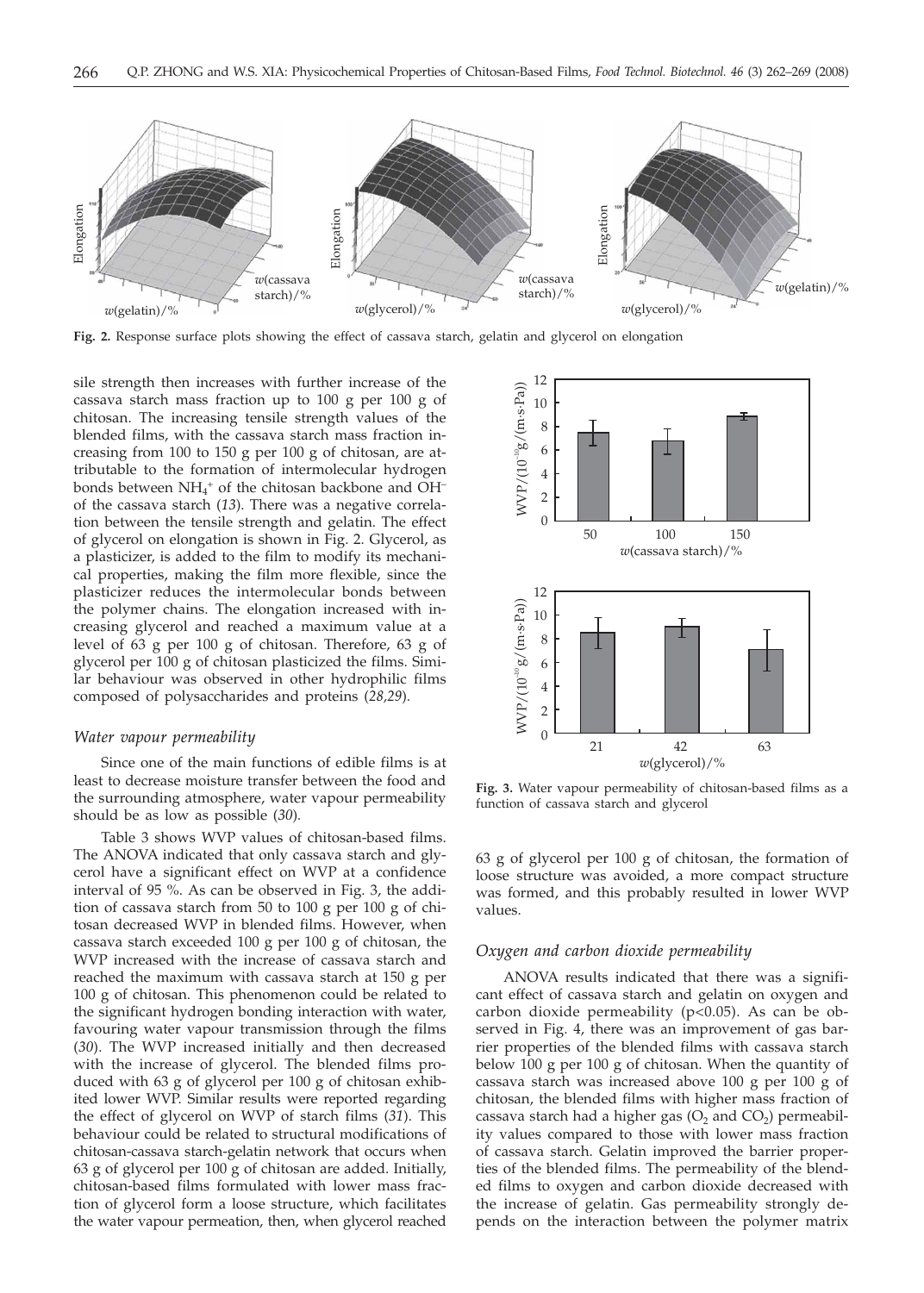**Fig. 2.** Response surface plots showing the effect of cassava starch, gelatin and glycerol on elongation

sile strength then increases with further increase of the cassava starch mass fraction up to 100 g per 100 g of chitosan. The increasing tensile strength values of the blended films, with the cassava starch mass fraction increasing from 100 to 150 g per 100 g of chitosan, are attributable to the formation of intermolecular hydrogen bonds between $NH_4^+$ of the chitosan backbone and $OH^-$ of the cassava starch (*13*). There was a negative correlation between the tensile strength and gelatin. The effect of glycerol on elongation is shown in Fig. 2. Glycerol, as a plasticizer, is added to the film to modify its mechanical properties, making the film more flexible, since the plasticizer reduces the intermolecular bonds between the polymer chains. The elongation increased with increasing glycerol and reached a maximum value at a level of 63 g per 100 g of chitosan. Therefore, 63 g of glycerol per 100 g of chitosan plasticized the films. Similar behaviour was observed in other hydrophilic films composed of polysaccharides and proteins (*28,29*).

### *Water vapour permeability*

Since one of the main functions of edible films is at least to decrease moisture transfer between the food and the surrounding atmosphere, water vapour permeability should be as low as possible (*30*).

Table 3 shows WVP values of chitosan-based films. The ANOVA indicated that only cassava starch and glycerol have a significant effect on WVP at a confidence interval of 95 %. As can be observed in Fig. 3, the addition of cassava starch from 50 to 100 g per 100 g of chitosan decreased WVP in blended films. However, when cassava starch exceeded 100 g per 100 g of chitosan, the WVP increased with the increase of cassava starch and reached the maximum with cassava starch at 150 g per 100 g of chitosan. This phenomenon could be related to the significant hydrogen bonding interaction with water, favouring water vapour transmission through the films (*30*). The WVP increased initially and then decreased with the increase of glycerol. The blended films produced with 63 g of glycerol per 100 g of chitosan exhibited lower WVP. Similar results were reported regarding the effect of glycerol on WVP of starch films (*31*). This behaviour could be related to structural modifications of chitosan-cassava starch-gelatin network that occurs when 63 g of glycerol per 100 g of chitosan are added. Initially, chitosan-based films formulated with lower mass fraction of glycerol form a loose structure, which facilitates the water vapour permeation, then, when glycerol reached 63 g of glycerol per 100 g of chitosan, the formation of loose structure was avoided, a more compact structure was formed, and this probably resulted in lower WVP values.

**Fig. 3.** Water vapour permeability of chitosan-based films as a function of cassava starch and glycerol

### *Oxygen and carbon dioxide permeability*

ANOVA results indicated that there was a significant effect of cassava starch and gelatin on oxygen and carbon dioxide permeability ($p<0.05$). As can be observed in Fig. 4, there was an improvement of gas barrier properties of the blended films with cassava starch below 100 g per 100 g of chitosan. When the quantity of cassava starch was increased above 100 g per 100 g of chitosan, the blended films with higher mass fraction of cassava starch had a higher gas ($O_2$ and $CO_2$) permeability values compared to those with lower mass fraction of cassava starch. Gelatin improved the barrier properties of the blended films. The permeability of the blended films to oxygen and carbon dioxide decreased with the increase of gelatin. Gas permeability strongly depends on the interaction between the polymer matrix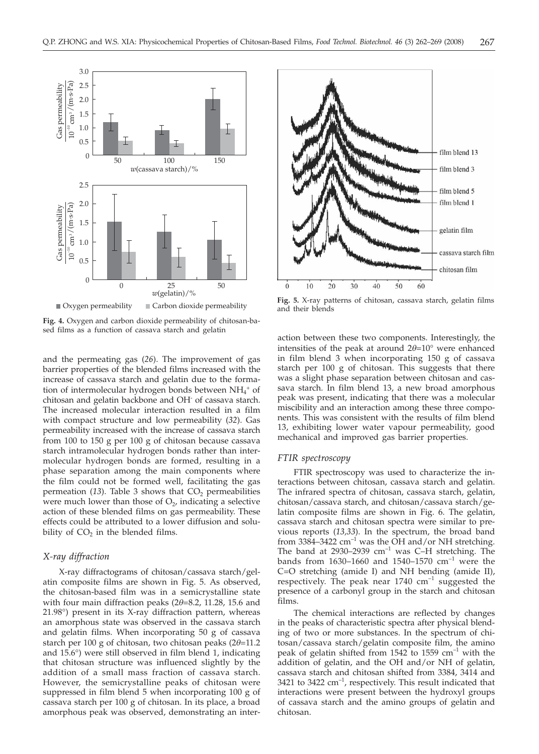**Fig. 4.** Oxygen and carbon dioxide permeability of chitosan-based films as a function of cassava starch and gelatin

and the permeating gas (*26*). The improvement of gas barrier properties of the blended films increased with the increase of cassava starch and gelatin due to the formation of intermolecular hydrogen bonds between $NH_4^+$ of chitosan and gelatin backbone and $OH^-$ of cassava starch. The increased molecular interaction resulted in a film with compact structure and low permeability (*32*). Gas permeability increased with the increase of cassava starch from 100 to 150 g per 100 g of chitosan because cassava starch intramolecular hydrogen bonds rather than intermolecular hydrogen bonds are formed, resulting in a phase separation among the main components where the film could not be formed well, facilitating the gas permeation (*13*). Table 3 shows that $CO_2$ permeabilities were much lower than those of $O_2$, indicating a selective action of these blended films on gas permeability. These effects could be attributed to a lower diffusion and solubility of $CO_2$ in the blended films.

### *X-ray diffraction*

X-ray diffractograms of chitosan/cassava starch/gelatin composite films are shown in Fig. 5. As observed, the chitosan-based film was in a semicrystalline state with four main diffraction peaks ($2\theta$=8.2, 11.28, 15.6 and 21.98°) present in its X-ray diffraction pattern, whereas an amorphous state was observed in the cassava starch and gelatin films. When incorporating 50 g of cassava starch per 100 g of chitosan, two chitosan peaks ($2\theta$=11.2 and 15.6°) were still observed in film blend 1, indicating that chitosan structure was influenced slightly by the addition of a small mass fraction of cassava starch. However, the semicrystalline peaks of chitosan were suppressed in film blend 5 when incorporating 100 g of cassava starch per 100 g of chitosan. In its place, a broad amorphous peak was observed, demonstrating an interaction between these two components. Interestingly, the intensities of the peak at around $2\theta$=10° were enhanced in film blend 3 when incorporating 150 g of cassava starch per 100 g of chitosan. This suggests that there was a slight phase separation between chitosan and cassava starch. In film blend 13, a new broad amorphous peak was present, indicating that there was a molecular miscibility and an interaction among these three components. This was consistent with the results of film blend 13, exhibiting lower water vapour permeability, good mechanical and improved gas barrier properties.

**Fig. 5.** X-ray patterns of chitosan, cassava starch, gelatin films and their blends

### *FTIR spectroscopy*

FTIR spectroscopy was used to characterize the interactions between chitosan, cassava starch and gelatin. The infrared spectra of chitosan, cassava starch, gelatin, chitosan/cassava starch, and chitosan/cassava starch/gelatin composite films are shown in Fig. 6. The gelatin, cassava starch and chitosan spectra were similar to previous reports (*13,33*). In the spectrum, the broad band from 3384–3422 cm$^{-1}$ was the OH and/or NH stretching. The band at 2930–2939 cm$^{-1}$ was C–H stretching. The bands from 1630–1660 and 1540–1570 cm$^{-1}$ were the C=O stretching (amide I) and NH bending (amide II), respectively. The peak near 1740 cm$^{-1}$ suggested the presence of a carbonyl group in the starch and chitosan films.

The chemical interactions are reflected by changes in the peaks of characteristic spectra after physical blending of two or more substances. In the spectrum of chitosan/cassava starch/gelatin composite film, the amino peak of gelatin shifted from 1542 to 1559 cm$^{-1}$ with the addition of gelatin, and the OH and/or NH of gelatin, cassava starch and chitosan shifted from 3384, 3414 and 3421 to 3422 cm$^{-1}$, respectively. This result indicated that interactions were present between the hydroxyl groups of cassava starch and the amino groups of gelatin and chitosan.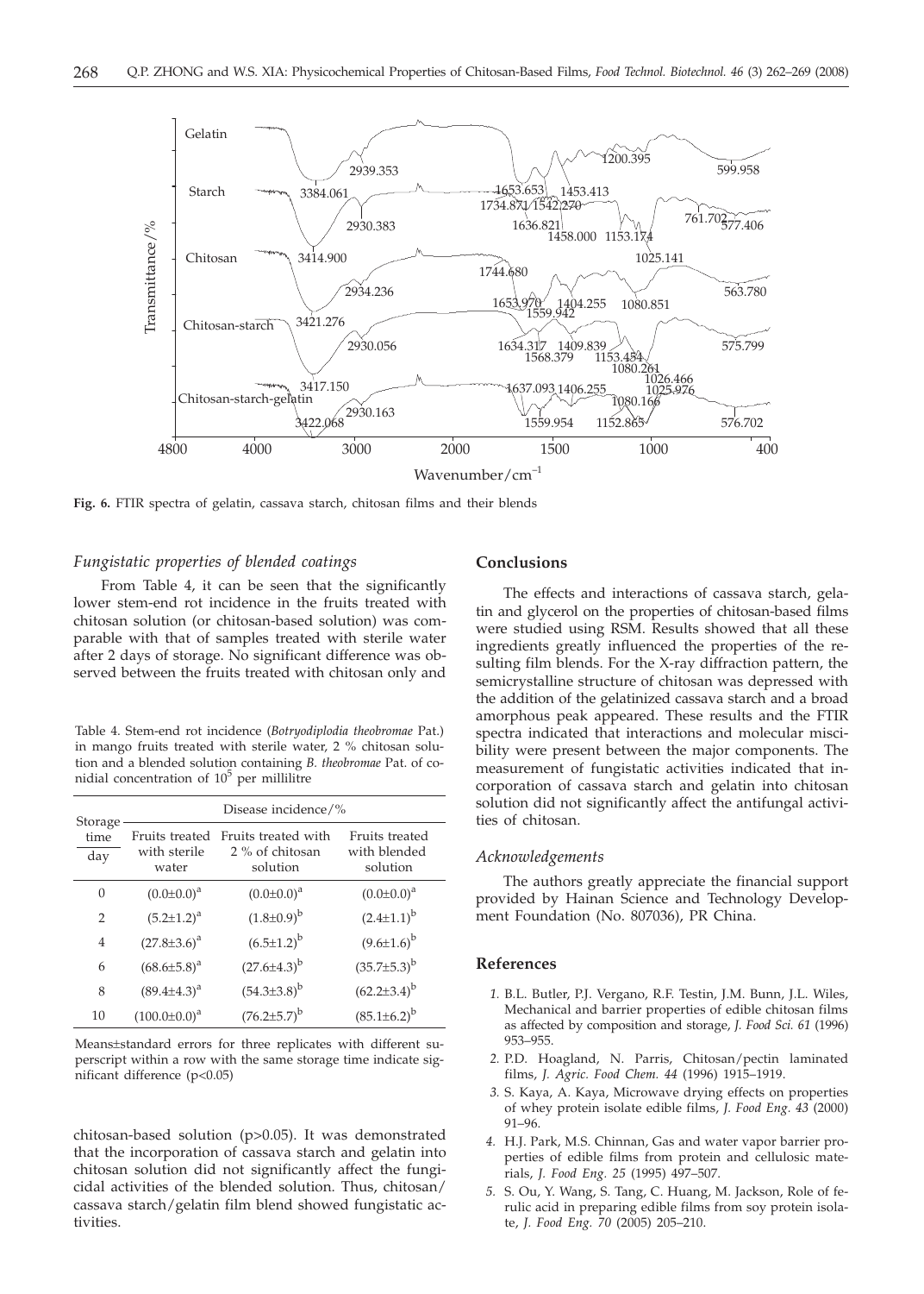**Fig. 6.** FTIR spectra of gelatin, cassava starch, chitosan films and their blends

### *Fungistatic properties of blended coatings*

From Table 4, it can be seen that the significantly lower stem-end rot incidence in the fruits treated with chitosan solution (or chitosan-based solution) was comparable with that of samples treated with sterile water after 2 days of storage. No significant difference was observed between the fruits treated with chitosan only and chitosan-based solution (p>0.05). It was demonstrated that the incorporation of cassava starch and gelatin into chitosan solution did not significantly affect the fungicidal activities of the blended solution. Thus, chitosan/cassava starch/gelatin film blend showed fungistatic activities.

Table 4. Stem-end rot incidence (*Botryodiplodia theobromae* Pat.) in mango fruits treated with sterile water, 2 % chitosan solution and a blended solution containing *B. theobromae* Pat. of conidial concentration of $10^5$ per millilitre

| Storage time | Disease incidence/% | | |
|---|---|---|---|
| day | Fruits treated with sterile water | Fruits treated with 2 % of chitosan solution | Fruits treated with blended solution |
| 0 | $(0.0\pm0.0)^a$ | $(0.0\pm0.0)^a$ | $(0.0\pm0.0)^a$ |
| 2 | $(5.2\pm1.2)^a$ | $(1.8\pm0.9)^b$ | $(2.4\pm1.1)^b$ |
| 4 | $(27.8\pm3.6)^a$ | $(6.5\pm1.2)^b$ | $(9.6\pm1.6)^b$ |
| 6 | $(68.6\pm5.8)^a$ | $(27.6\pm4.3)^b$ | $(35.7\pm5.3)^b$ |
| 8 | $(89.4\pm4.3)^a$ | $(54.3\pm3.8)^b$ | $(62.2\pm3.4)^b$ |
| 10 | $(100.0\pm0.0)^a$ | $(76.2\pm5.7)^b$ | $(85.1\pm6.2)^b$ |

Means±standard errors for three replicates with different superscript within a row with the same storage time indicate significant difference (p<0.05)

## Conclusions

The effects and interactions of cassava starch, gelatin and glycerol on the properties of chitosan-based films were studied using RSM. Results showed that all these ingredients greatly influenced the properties of the resulting film blends. For the X-ray diffraction pattern, the semicrystalline structure of chitosan was depressed with the addition of the gelatinized cassava starch and a broad amorphous peak appeared. These results and the FTIR spectra indicated that interactions and molecular miscibility were present between the major components. The measurement of fungistatic activities indicated that incorporation of cassava starch and gelatin into chitosan solution did not significantly affect the antifungal activities of chitosan.

### *Acknowledgements*

The authors greatly appreciate the financial support provided by Hainan Science and Technology Development Foundation (No. 807036), PR China.

## References

1. B.L. Butler, P.J. Vergano, R.F. Testin, J.M. Bunn, J.L. Wiles, Mechanical and barrier properties of edible chitosan films as affected by composition and storage, *J. Food Sci. 61* (1996) 953–955.
2. P.D. Hoagland, N. Parris, Chitosan/pectin laminated films, *J. Agric. Food Chem. 44* (1996) 1915–1919.
3. S. Kaya, A. Kaya, Microwave drying effects on properties of whey protein isolate edible films, *J. Food Eng. 43* (2000) 91–96.
4. H.J. Park, M.S. Chinnan, Gas and water vapor barrier properties of edible films from protein and cellulosic materials, *J. Food Eng. 25* (1995) 497–507.
5. S. Ou, Y. Wang, S. Tang, C. Huang, M. Jackson, Role of ferulic acid in preparing edible films from soy protein isolate, *J. Food Eng. 70* (2005) 205–210.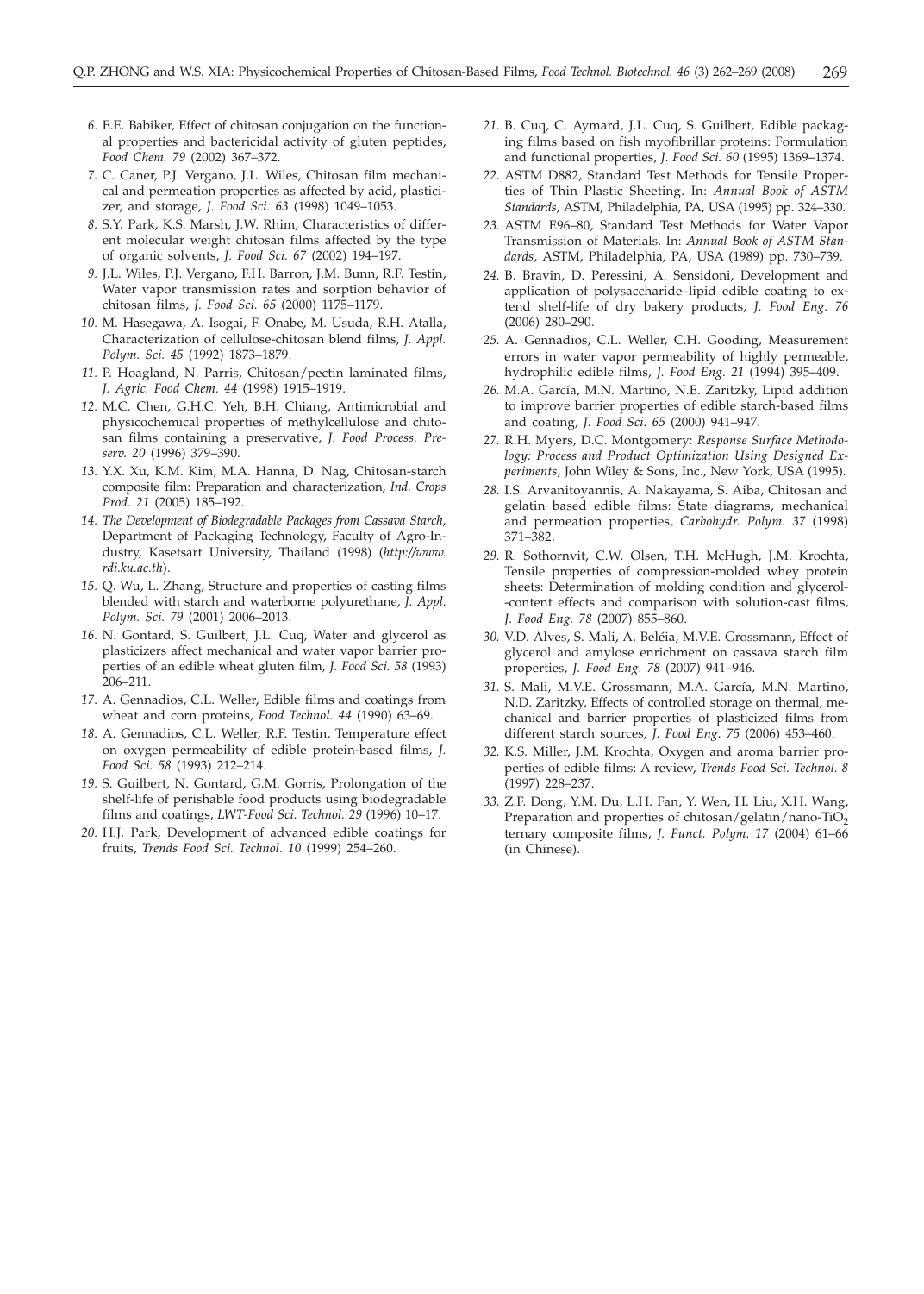6. E.E. Babiker, Effect of chitosan conjugation on the functional properties and bactericidal activity of gluten peptides, *Food Chem. 79* (2002) 367–372.
7. C. Caner, P.J. Vergano, J.L. Wiles, Chitosan film mechanical and permeation properties as affected by acid, plasticizer, and storage, *J. Food Sci. 63* (1998) 1049–1053.
8. S.Y. Park, K.S. Marsh, J.W. Rhim, Characteristics of different molecular weight chitosan films affected by the type of organic solvents, *J. Food Sci. 67* (2002) 194–197.
9. J.L. Wiles, P.J. Vergano, F.H. Barron, J.M. Bunn, R.F. Testin, Water vapor transmission rates and sorption behavior of chitosan films, *J. Food Sci. 65* (2000) 1175–1179.
10. M. Hasegawa, A. Isogai, F. Onabe, M. Usuda, R.H. Atalla, Characterization of cellulose-chitosan blend films, *J. Appl. Polym. Sci. 45* (1992) 1873–1879.
11. P. Hoagland, N. Parris, Chitosan/pectin laminated films, *J. Agric. Food Chem. 44* (1998) 1915–1919.
12. M.C. Chen, G.H.C. Yeh, B.H. Chiang, Antimicrobial and physicochemical properties of methylcellulose and chitosan films containing a preservative, *J. Food Process. Preserv. 20* (1996) 379–390.
13. Y.X. Xu, K.M. Kim, M.A. Hanna, D. Nag, Chitosan-starch composite film: Preparation and characterization, *Ind. Crops Prod. 21* (2005) 185–192.
14. *The Development of Biodegradable Packages from Cassava Starch*, Department of Packaging Technology, Faculty of Agro-Industry, Kasetsart University, Thailand (1998) (*http://www.rdi.ku.ac.th*).
15. Q. Wu, L. Zhang, Structure and properties of casting films blended with starch and waterborne polyurethane, *J. Appl. Polym. Sci. 79* (2001) 2006–2013.
16. N. Gontard, S. Guilbert, J.L. Cuq, Water and glycerol as plasticizers affect mechanical and water vapor barrier properties of an edible wheat gluten film, *J. Food Sci. 58* (1993) 206–211.
17. A. Gennadios, C.L. Weller, Edible films and coatings from wheat and corn proteins, *Food Technol. 44* (1990) 63–69.
18. A. Gennadios, C.L. Weller, R.F. Testin, Temperature effect on oxygen permeability of edible protein-based films, *J. Food Sci. 58* (1993) 212–214.
19. S. Guilbert, N. Gontard, G.M. Gorris, Prolongation of the shelf-life of perishable food products using biodegradable films and coatings, *LWT-Food Sci. Technol. 29* (1996) 10–17.
20. H.J. Park, Development of advanced edible coatings for fruits, *Trends Food Sci. Technol. 10* (1999) 254–260.
21. B. Cuq, C. Aymard, J.L. Cuq, S. Guilbert, Edible packaging films based on fish myofibrillar proteins: Formulation and functional properties, *J. Food Sci. 60* (1995) 1369–1374.
22. ASTM D882, Standard Test Methods for Tensile Properties of Thin Plastic Sheeting. In: *Annual Book of ASTM Standards*, ASTM, Philadelphia, PA, USA (1995) pp. 324–330.
23. ASTM E96–80, Standard Test Methods for Water Vapor Transmission of Materials. In: *Annual Book of ASTM Standards*, ASTM, Philadelphia, PA, USA (1989) pp. 730–739.
24. B. Bravin, D. Peressini, A. Sensidoni, Development and application of polysaccharide–lipid edible coating to extend shelf-life of dry bakery products, *J. Food Eng. 76* (2006) 280–290.
25. A. Gennadios, C.L. Weller, C.H. Gooding, Measurement errors in water vapor permeability of highly permeable, hydrophilic edible films, *J. Food Eng. 21* (1994) 395–409.
26. M.A. García, M.N. Martino, N.E. Zaritzky, Lipid addition to improve barrier properties of edible starch-based films and coating, *J. Food Sci. 65* (2000) 941–947.
27. R.H. Myers, D.C. Montgomery: *Response Surface Methodology: Process and Product Optimization Using Designed Experiments*, John Wiley & Sons, Inc., New York, USA (1995).
28. I.S. Arvanitoyannis, A. Nakayama, S. Aiba, Chitosan and gelatin based edible films: State diagrams, mechanical and permeation properties, *Carbohydr. Polym. 37* (1998) 371–382.
29. R. Sothornvit, C.W. Olsen, T.H. McHugh, J.M. Krochta, Tensile properties of compression-molded whey protein sheets: Determination of molding condition and glycerol-content effects and comparison with solution-cast films, *J. Food Eng. 78* (2007) 855–860.
30. V.D. Alves, S. Mali, A. Beléia, M.V.E. Grossmann, Effect of glycerol and amylose enrichment on cassava starch film properties, *J. Food Eng. 78* (2007) 941–946.
31. S. Mali, M.V.E. Grossmann, M.A. García, M.N. Martino, N.D. Zaritzky, Effects of controlled storage on thermal, mechanical and barrier properties of plasticized films from different starch sources, *J. Food Eng. 75* (2006) 453–460.
32. K.S. Miller, J.M. Krochta, Oxygen and aroma barrier properties of edible films: A review, *Trends Food Sci. Technol. 8* (1997) 228–237.
33. Z.F. Dong, Y.M. Du, L.H. Fan, Y. Wen, H. Liu, X.H. Wang, Preparation and properties of chitosan/gelatin/nano-$TiO_2$ ternary composite films, *J. Funct. Polym. 17* (2004) 61–66 (in Chinese).